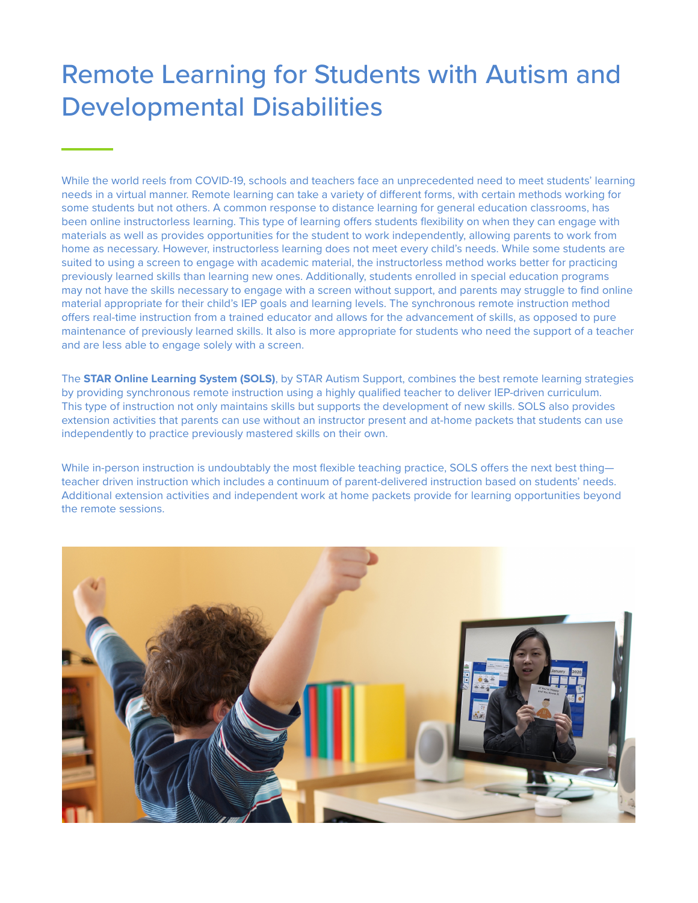# Remote Learning for Students with Autism and Developmental Disabilities

While the world reels from COVID-19, schools and teachers face an unprecedented need to meet students' learning needs in a virtual manner. Remote learning can take a variety of different forms, with certain methods working for some students but not others. A common response to distance learning for general education classrooms, has been online instructorless learning. This type of learning offers students flexibility on when they can engage with materials as well as provides opportunities for the student to work independently, allowing parents to work from home as necessary. However, instructorless learning does not meet every child's needs. While some students are suited to using a screen to engage with academic material, the instructorless method works better for practicing previously learned skills than learning new ones. Additionally, students enrolled in special education programs may not have the skills necessary to engage with a screen without support, and parents may struggle to find online material appropriate for their child's IEP goals and learning levels. The synchronous remote instruction method offers real-time instruction from a trained educator and allows for the advancement of skills, as opposed to pure maintenance of previously learned skills. It also is more appropriate for students who need the support of a teacher and are less able to engage solely with a screen.

The **STAR Online Learning System (SOLS)**, by STAR Autism Support, combines the best remote learning strategies by providing synchronous remote instruction using a highly qualified teacher to deliver IEP-driven curriculum. This type of instruction not only maintains skills but supports the development of new skills. SOLS also provides extension activities that parents can use without an instructor present and at-home packets that students can use independently to practice previously mastered skills on their own.

While in-person instruction is undoubtably the most flexible teaching practice, SOLS offers the next best thing—teacher driven instruction which includes a continuum of parent-delivered instruction based on students' needs. Additional extension activities and independent work at home packets provide for learning opportunities beyond the remote sessions.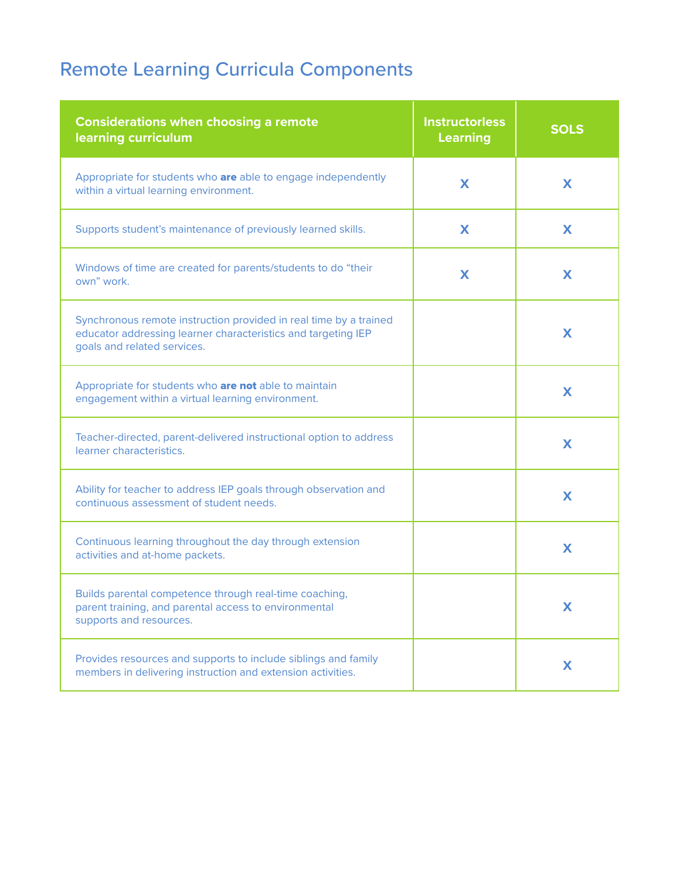# Remote Learning Curricula Components

| Considerations when choosing a remote learning curriculum | Instructorless Learning | SOLS |
|---|---|---|
| Appropriate for students who **are** able to engage independently within a virtual learning environment. | X | X |
| Supports student's maintenance of previously learned skills. | X | X |
| Windows of time are created for parents/students to do "their own" work. | X | X |
| Synchronous remote instruction provided in real time by a trained educator addressing learner characteristics and targeting IEP goals and related services. | | X |
| Appropriate for students who **are not** able to maintain engagement within a virtual learning environment. | | X |
| Teacher-directed, parent-delivered instructional option to address learner characteristics. | | X |
| Ability for teacher to address IEP goals through observation and continuous assessment of student needs. | | X |
| Continuous learning throughout the day through extension activities and at-home packets. | | X |
| Builds parental competence through real-time coaching, parent training, and parental access to environmental supports and resources. | | X |
| Provides resources and supports to include siblings and family members in delivering instruction and extension activities. | | X |